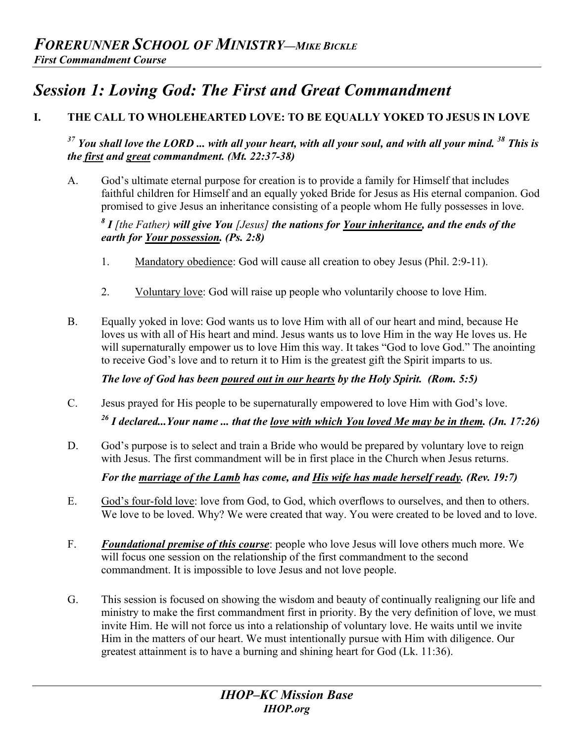# Session 1: Loving God: The First and Great Commandment

## I. THE CALL TO WHOLEHEARTED LOVE: TO BE EQUALLY YOKED TO JESUS IN LOVE

***[37] You shall love the LORD ... with all your heart, with all your soul, and with all your mind. [38] This is the <u>first</u> and <u>great</u> commandment. (Mt. 22:37-38)***

A. God's ultimate eternal purpose for creation is to provide a family for Himself that includes faithful children for Himself and an equally yoked Bride for Jesus as His eternal companion. God promised to give Jesus an inheritance consisting of a people whom He fully possesses in love.

***[8] I** [the Father) **will give You** [Jesus] **the nations for <u>Your inheritance</u>, and the ends of the earth for <u>Your possession</u>. (Ps. 2:8)***

1. <u>Mandatory obedience</u>: God will cause all creation to obey Jesus (Phil. 2:9-11).

2. <u>Voluntary love</u>: God will raise up people who voluntarily choose to love Him.

B. Equally yoked in love: God wants us to love Him with all of our heart and mind, because He loves us with all of His heart and mind. Jesus wants us to love Him in the way He loves us. He will supernaturally empower us to love Him this way. It takes "God to love God." The anointing to receive God's love and to return it to Him is the greatest gift the Spirit imparts to us.

***The love of God has been <u>poured out in our hearts</u> by the Holy Spirit. (Rom. 5:5)***

C. Jesus prayed for His people to be supernaturally empowered to love Him with God's love.

***[26] I declared...Your name ... that the <u>love with which You loved Me may be in them</u>. (Jn. 17:26)***

D. God's purpose is to select and train a Bride who would be prepared by voluntary love to reign with Jesus. The first commandment will be in first place in the Church when Jesus returns.

***For the <u>marriage of the Lamb</u> has come, and <u>His wife has made herself ready</u>. (Rev. 19:7)***

E. <u>God's four-fold love</u>: love from God, to God, which overflows to ourselves, and then to others. We love to be loved. Why? We were created that way. You were created to be loved and to love.

F. ***<u>Foundational premise of this course</u>***: people who love Jesus will love others much more. We will focus one session on the relationship of the first commandment to the second commandment. It is impossible to love Jesus and not love people.

G. This session is focused on showing the wisdom and beauty of continually realigning our life and ministry to make the first commandment first in priority. By the very definition of love, we must invite Him. He will not force us into a relationship of voluntary love. He waits until we invite Him in the matters of our heart. We must intentionally pursue with Him with diligence. Our greatest attainment is to have a burning and shining heart for God (Lk. 11:36).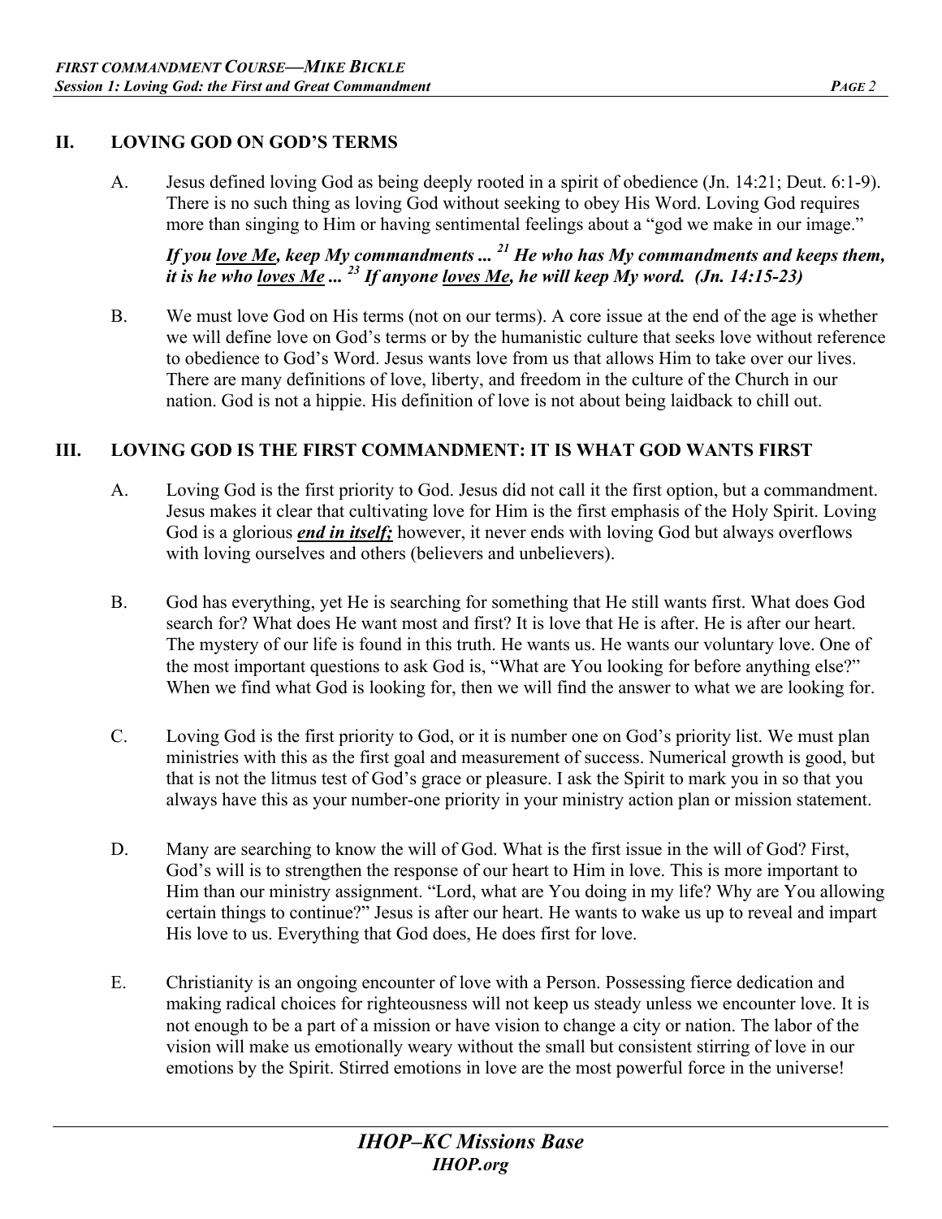## II. LOVING GOD ON GOD'S TERMS

A. Jesus defined loving God as being deeply rooted in a spirit of obedience (Jn. 14:21; Deut. 6:1-9). There is no such thing as loving God without seeking to obey His Word. Loving God requires more than singing to Him or having sentimental feelings about a "god we make in our image."

***If you <u>love Me</u>, keep My commandments ... [21] He who has My commandments and keeps them, it is he who <u>loves Me</u> ... [23] If anyone <u>loves Me</u>, he will keep My word. (Jn. 14:15-23)***

B. We must love God on His terms (not on our terms). A core issue at the end of the age is whether we will define love on God's terms or by the humanistic culture that seeks love without reference to obedience to God's Word. Jesus wants love from us that allows Him to take over our lives. There are many definitions of love, liberty, and freedom in the culture of the Church in our nation. God is not a hippie. His definition of love is not about being laidback to chill out.

## III. LOVING GOD IS THE FIRST COMMANDMENT: IT IS WHAT GOD WANTS FIRST

A. Loving God is the first priority to God. Jesus did not call it the first option, but a commandment. Jesus makes it clear that cultivating love for Him is the first emphasis of the Holy Spirit. Loving God is a glorious ***<u>end in itself;</u>*** however, it never ends with loving God but always overflows with loving ourselves and others (believers and unbelievers).

B. God has everything, yet He is searching for something that He still wants first. What does God search for? What does He want most and first? It is love that He is after. He is after our heart. The mystery of our life is found in this truth. He wants us. He wants our voluntary love. One of the most important questions to ask God is, "What are You looking for before anything else?" When we find what God is looking for, then we will find the answer to what we are looking for.

C. Loving God is the first priority to God, or it is number one on God's priority list. We must plan ministries with this as the first goal and measurement of success. Numerical growth is good, but that is not the litmus test of God's grace or pleasure. I ask the Spirit to mark you in so that you always have this as your number-one priority in your ministry action plan or mission statement.

D. Many are searching to know the will of God. What is the first issue in the will of God? First, God's will is to strengthen the response of our heart to Him in love. This is more important to Him than our ministry assignment. "Lord, what are You doing in my life? Why are You allowing certain things to continue?" Jesus is after our heart. He wants to wake us up to reveal and impart His love to us. Everything that God does, He does first for love.

E. Christianity is an ongoing encounter of love with a Person. Possessing fierce dedication and making radical choices for righteousness will not keep us steady unless we encounter love. It is not enough to be a part of a mission or have vision to change a city or nation. The labor of the vision will make us emotionally weary without the small but consistent stirring of love in our emotions by the Spirit. Stirred emotions in love are the most powerful force in the universe!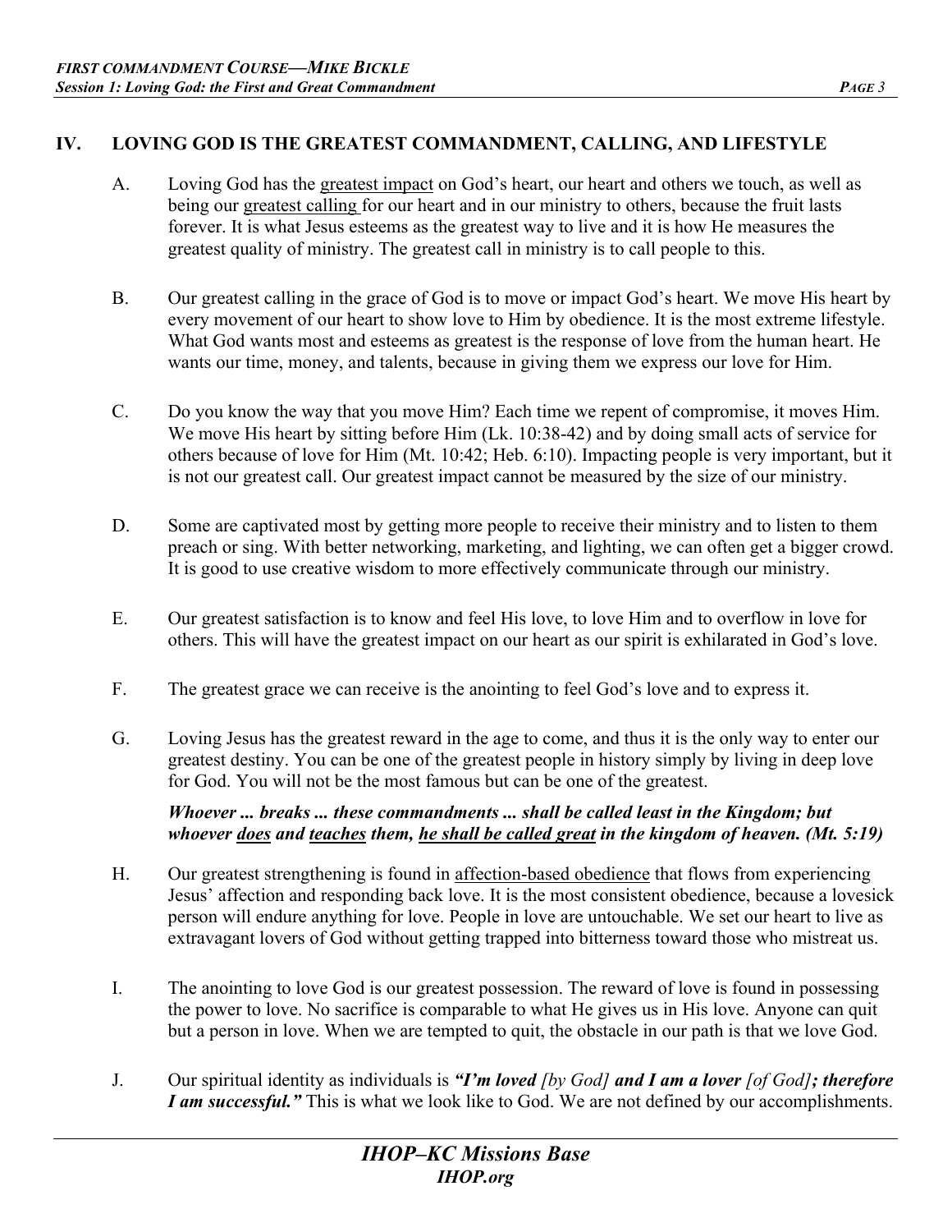## IV. LOVING GOD IS THE GREATEST COMMANDMENT, CALLING, AND LIFESTYLE

A. Loving God has the <u>greatest impact</u> on God's heart, our heart and others we touch, as well as being our <u>greatest calling</u> for our heart and in our ministry to others, because the fruit lasts forever. It is what Jesus esteems as the greatest way to live and it is how He measures the greatest quality of ministry. The greatest call in ministry is to call people to this.

B. Our greatest calling in the grace of God is to move or impact God's heart. We move His heart by every movement of our heart to show love to Him by obedience. It is the most extreme lifestyle. What God wants most and esteems as greatest is the response of love from the human heart. He wants our time, money, and talents, because in giving them we express our love for Him.

C. Do you know the way that you move Him? Each time we repent of compromise, it moves Him. We move His heart by sitting before Him (Lk. 10:38-42) and by doing small acts of service for others because of love for Him (Mt. 10:42; Heb. 6:10). Impacting people is very important, but it is not our greatest call. Our greatest impact cannot be measured by the size of our ministry.

D. Some are captivated most by getting more people to receive their ministry and to listen to them preach or sing. With better networking, marketing, and lighting, we can often get a bigger crowd. It is good to use creative wisdom to more effectively communicate through our ministry.

E. Our greatest satisfaction is to know and feel His love, to love Him and to overflow in love for others. This will have the greatest impact on our heart as our spirit is exhilarated in God's love.

F. The greatest grace we can receive is the anointing to feel God's love and to express it.

G. Loving Jesus has the greatest reward in the age to come, and thus it is the only way to enter our greatest destiny. You can be one of the greatest people in history simply by living in deep love for God. You will not be the most famous but can be one of the greatest.

***Whoever ... breaks ... these commandments ... shall be called least in the Kingdom; but whoever <u>does</u> and <u>teaches</u> them, <u>he shall be called great</u> in the kingdom of heaven. (Mt. 5:19)***

H. Our greatest strengthening is found in <u>affection-based obedience</u> that flows from experiencing Jesus' affection and responding back love. It is the most consistent obedience, because a lovesick person will endure anything for love. People in love are untouchable. We set our heart to live as extravagant lovers of God without getting trapped into bitterness toward those who mistreat us.

I. The anointing to love God is our greatest possession. The reward of love is found in possessing the power to love. No sacrifice is comparable to what He gives us in His love. Anyone can quit but a person in love. When we are tempted to quit, the obstacle in our path is that we love God.

J. Our spiritual identity as individuals is ***"I'm loved** [by God] **and I am a lover** [of God]**; therefore I am successful."*** This is what we look like to God. We are not defined by our accomplishments.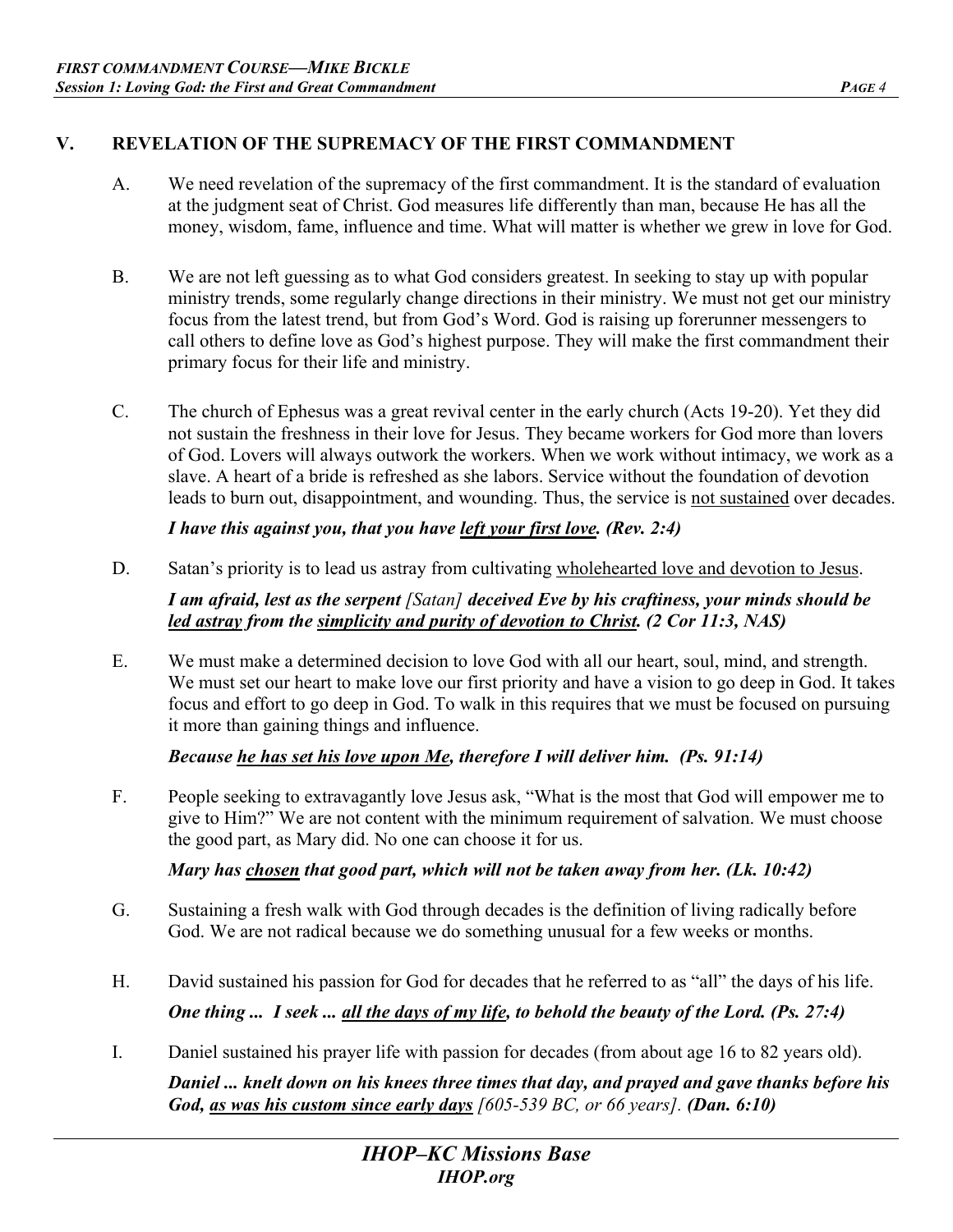## V. REVELATION OF THE SUPREMACY OF THE FIRST COMMANDMENT

A. We need revelation of the supremacy of the first commandment. It is the standard of evaluation at the judgment seat of Christ. God measures life differently than man, because He has all the money, wisdom, fame, influence and time. What will matter is whether we grew in love for God.

B. We are not left guessing as to what God considers greatest. In seeking to stay up with popular ministry trends, some regularly change directions in their ministry. We must not get our ministry focus from the latest trend, but from God's Word. God is raising up forerunner messengers to call others to define love as God's highest purpose. They will make the first commandment their primary focus for their life and ministry.

C. The church of Ephesus was a great revival center in the early church (Acts 19-20). Yet they did not sustain the freshness in their love for Jesus. They became workers for God more than lovers of God. Lovers will always outwork the workers. When we work without intimacy, we work as a slave. A heart of a bride is refreshed as she labors. Service without the foundation of devotion leads to burn out, disappointment, and wounding. Thus, the service is <u>not sustained</u> over decades.

***I have this against you, that you have <u>left your first love</u>. (Rev. 2:4)***

D. Satan's priority is to lead us astray from cultivating <u>wholehearted love and devotion to Jesus</u>.

***I am afraid, lest as the serpent*** *[Satan]* ***deceived Eve by his craftiness, your minds should be <u>led astray</u> from the <u>simplicity and purity of devotion to Christ</u>. (2 Cor 11:3, NAS)***

E. We must make a determined decision to love God with all our heart, soul, mind, and strength. We must set our heart to make love our first priority and have a vision to go deep in God. It takes focus and effort to go deep in God. To walk in this requires that we must be focused on pursuing it more than gaining things and influence.

***Because <u>he has set his love upon Me</u>, therefore I will deliver him. (Ps. 91:14)***

F. People seeking to extravagantly love Jesus ask, "What is the most that God will empower me to give to Him?" We are not content with the minimum requirement of salvation. We must choose the good part, as Mary did. No one can choose it for us.

***Mary has <u>chosen</u> that good part, which will not be taken away from her. (Lk. 10:42)***

G. Sustaining a fresh walk with God through decades is the definition of living radically before God. We are not radical because we do something unusual for a few weeks or months.

H. David sustained his passion for God for decades that he referred to as "all" the days of his life.

***One thing ... I seek ... <u>all the days of my life</u>, to behold the beauty of the Lord. (Ps. 27:4)***

I. Daniel sustained his prayer life with passion for decades (from about age 16 to 82 years old).

***Daniel ... knelt down on his knees three times that day, and prayed and gave thanks before his God, <u>as was his custom since early days</u>*** *[605-539 BC, or 66 years].* ***(Dan. 6:10)***